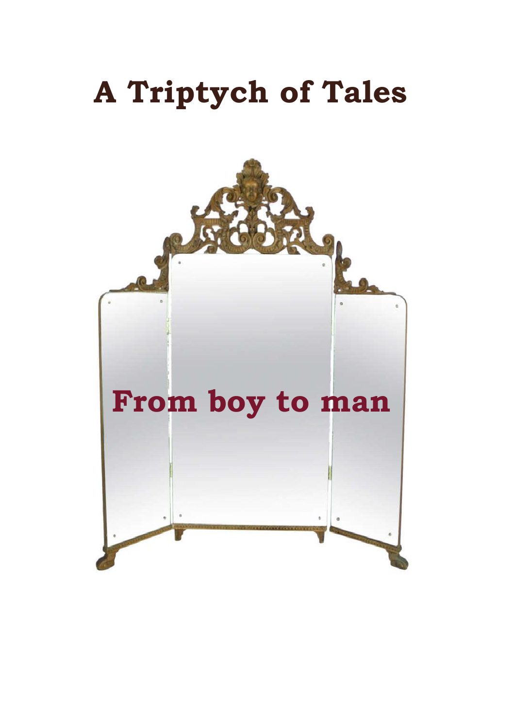# A Triptych of Tales

## From boy to man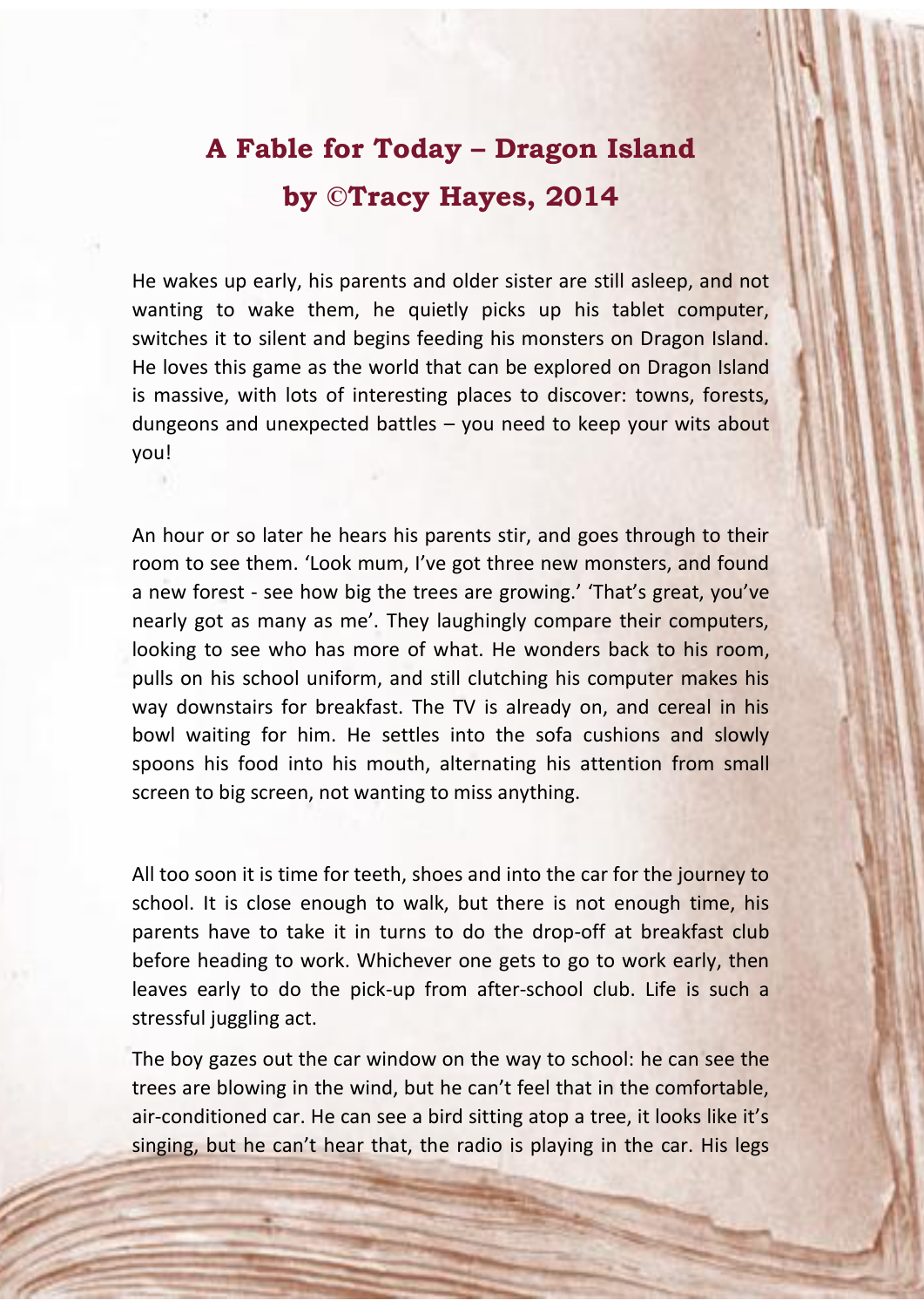# A Fable for Today – Dragon Island
# by ©Tracy Hayes, 2014

He wakes up early, his parents and older sister are still asleep, and not wanting to wake them, he quietly picks up his tablet computer, switches it to silent and begins feeding his monsters on Dragon Island. He loves this game as the world that can be explored on Dragon Island is massive, with lots of interesting places to discover: towns, forests, dungeons and unexpected battles – you need to keep your wits about you!

An hour or so later he hears his parents stir, and goes through to their room to see them. 'Look mum, I've got three new monsters, and found a new forest - see how big the trees are growing.' 'That's great, you've nearly got as many as me'. They laughingly compare their computers, looking to see who has more of what. He wonders back to his room, pulls on his school uniform, and still clutching his computer makes his way downstairs for breakfast. The TV is already on, and cereal in his bowl waiting for him. He settles into the sofa cushions and slowly spoons his food into his mouth, alternating his attention from small screen to big screen, not wanting to miss anything.

All too soon it is time for teeth, shoes and into the car for the journey to school. It is close enough to walk, but there is not enough time, his parents have to take it in turns to do the drop-off at breakfast club before heading to work. Whichever one gets to go to work early, then leaves early to do the pick-up from after-school club. Life is such a stressful juggling act.

The boy gazes out the car window on the way to school: he can see the trees are blowing in the wind, but he can't feel that in the comfortable, air-conditioned car. He can see a bird sitting atop a tree, it looks like it's singing, but he can't hear that, the radio is playing in the car. His legs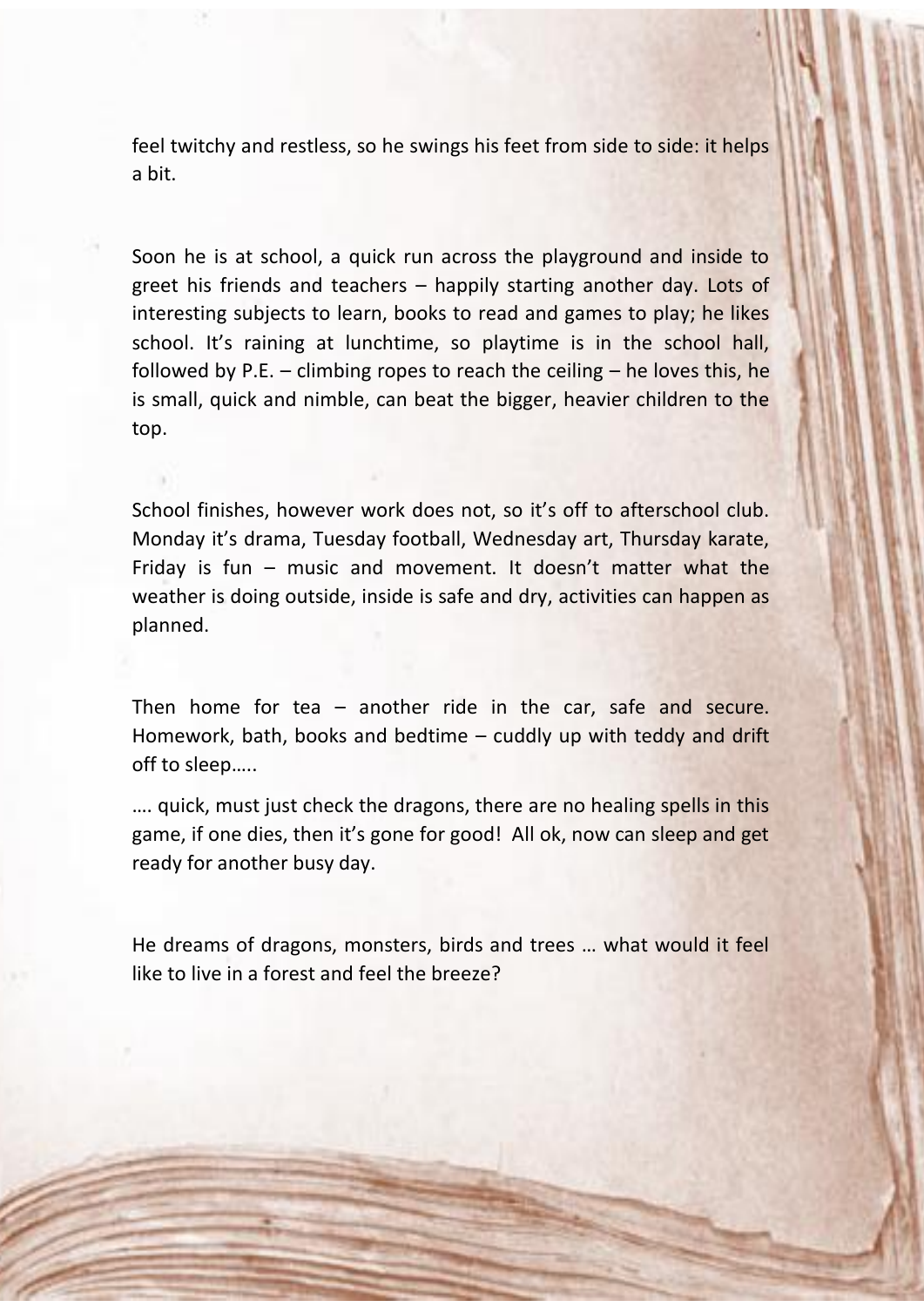feel twitchy and restless, so he swings his feet from side to side: it helps a bit.

Soon he is at school, a quick run across the playground and inside to greet his friends and teachers – happily starting another day. Lots of interesting subjects to learn, books to read and games to play; he likes school. It's raining at lunchtime, so playtime is in the school hall, followed by P.E. – climbing ropes to reach the ceiling – he loves this, he is small, quick and nimble, can beat the bigger, heavier children to the top.

School finishes, however work does not, so it's off to afterschool club. Monday it's drama, Tuesday football, Wednesday art, Thursday karate, Friday is fun – music and movement. It doesn't matter what the weather is doing outside, inside is safe and dry, activities can happen as planned.

Then home for tea – another ride in the car, safe and secure. Homework, bath, books and bedtime – cuddly up with teddy and drift off to sleep…..

…. quick, must just check the dragons, there are no healing spells in this game, if one dies, then it's gone for good! All ok, now can sleep and get ready for another busy day.

He dreams of dragons, monsters, birds and trees … what would it feel like to live in a forest and feel the breeze?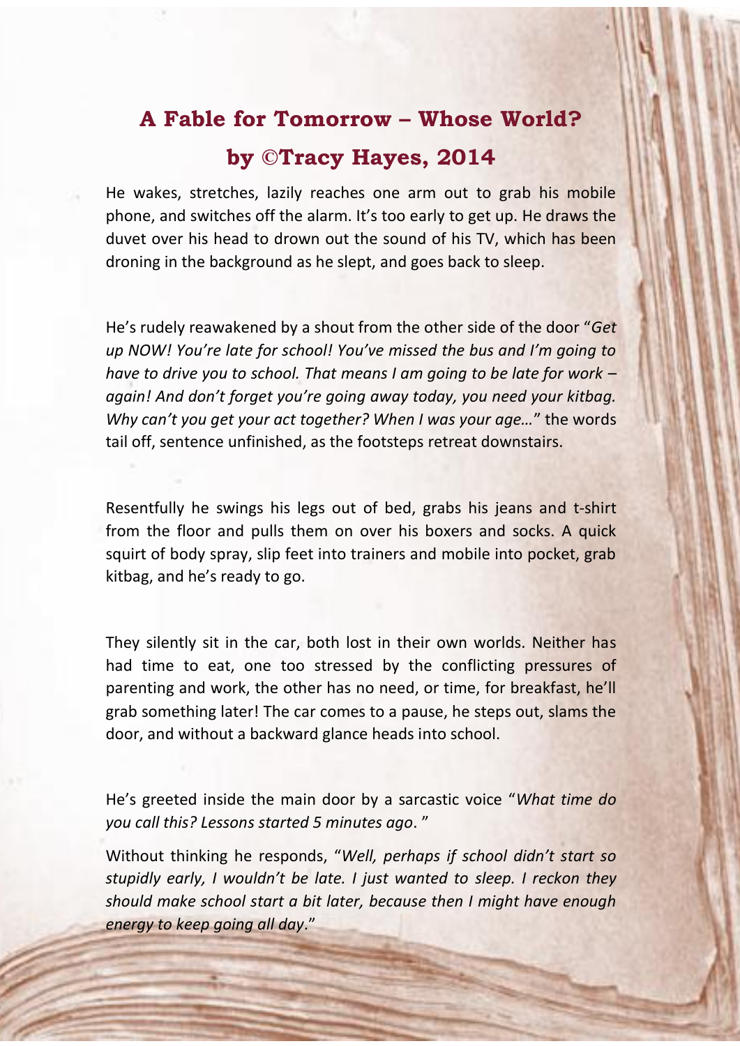## A Fable for Tomorrow – Whose World?

## by ©Tracy Hayes, 2014

He wakes, stretches, lazily reaches one arm out to grab his mobile phone, and switches off the alarm. It's too early to get up. He draws the duvet over his head to drown out the sound of his TV, which has been droning in the background as he slept, and goes back to sleep.

He's rudely reawakened by a shout from the other side of the door "*Get up NOW! You're late for school! You've missed the bus and I'm going to have to drive you to school. That means I am going to be late for work – again! And don't forget you're going away today, you need your kitbag. Why can't you get your act together? When I was your age…*" the words tail off, sentence unfinished, as the footsteps retreat downstairs.

Resentfully he swings his legs out of bed, grabs his jeans and t-shirt from the floor and pulls them on over his boxers and socks. A quick squirt of body spray, slip feet into trainers and mobile into pocket, grab kitbag, and he's ready to go.

They silently sit in the car, both lost in their own worlds. Neither has had time to eat, one too stressed by the conflicting pressures of parenting and work, the other has no need, or time, for breakfast, he'll grab something later! The car comes to a pause, he steps out, slams the door, and without a backward glance heads into school.

He's greeted inside the main door by a sarcastic voice "*What time do you call this? Lessons started 5 minutes ago*. "

Without thinking he responds, "*Well, perhaps if school didn't start so stupidly early, I wouldn't be late. I just wanted to sleep. I reckon they should make school start a bit later, because then I might have enough energy to keep going all day*."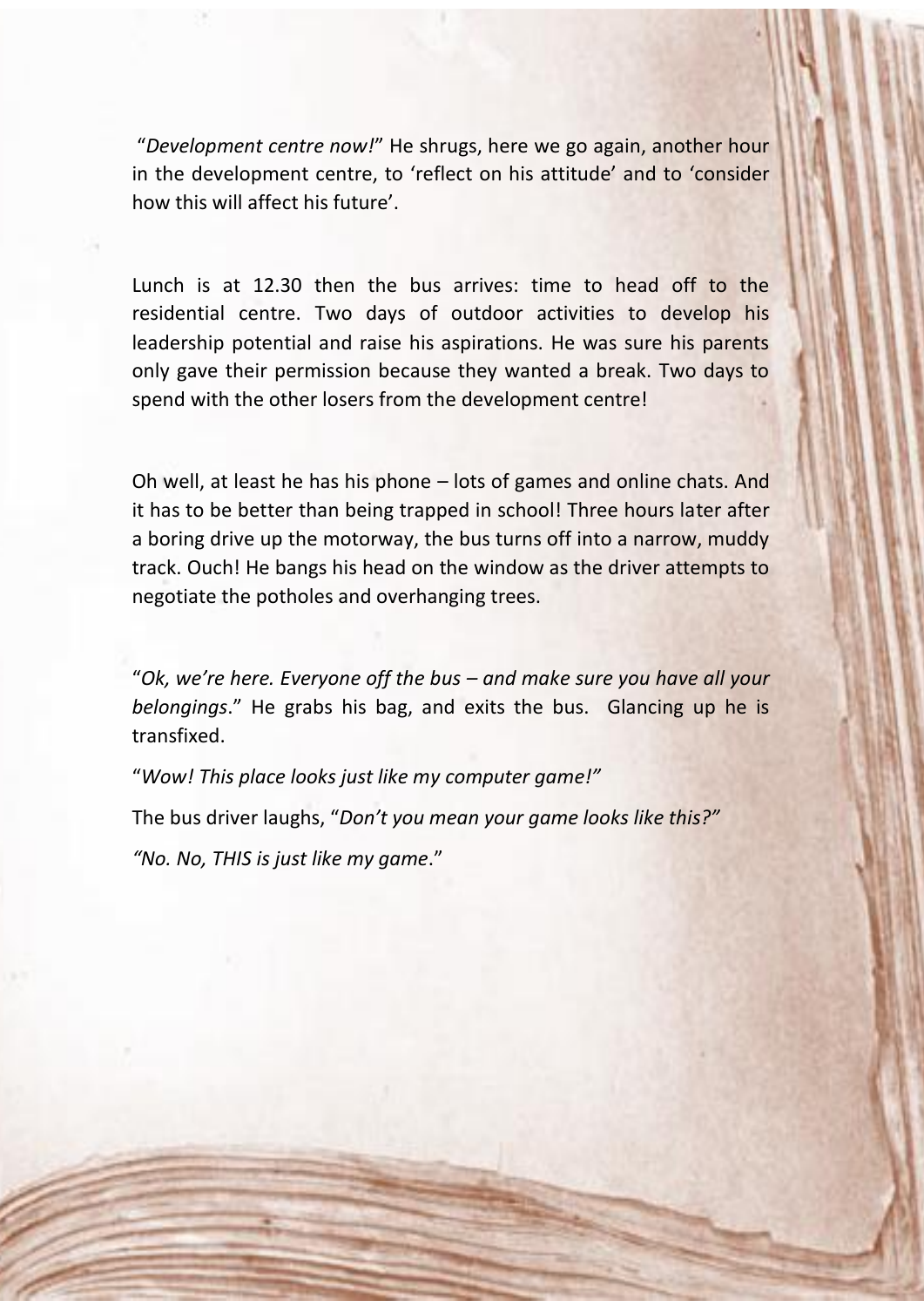"*Development centre now!*" He shrugs, here we go again, another hour in the development centre, to 'reflect on his attitude' and to 'consider how this will affect his future'.

Lunch is at 12.30 then the bus arrives: time to head off to the residential centre. Two days of outdoor activities to develop his leadership potential and raise his aspirations. He was sure his parents only gave their permission because they wanted a break. Two days to spend with the other losers from the development centre!

Oh well, at least he has his phone – lots of games and online chats. And it has to be better than being trapped in school! Three hours later after a boring drive up the motorway, the bus turns off into a narrow, muddy track. Ouch! He bangs his head on the window as the driver attempts to negotiate the potholes and overhanging trees.

"*Ok, we're here. Everyone off the bus – and make sure you have all your belongings*." He grabs his bag, and exits the bus. Glancing up he is transfixed.

"*Wow! This place looks just like my computer game!"*

The bus driver laughs, "*Don't you mean your game looks like this?"*

*"No. No, THIS is just like my game*."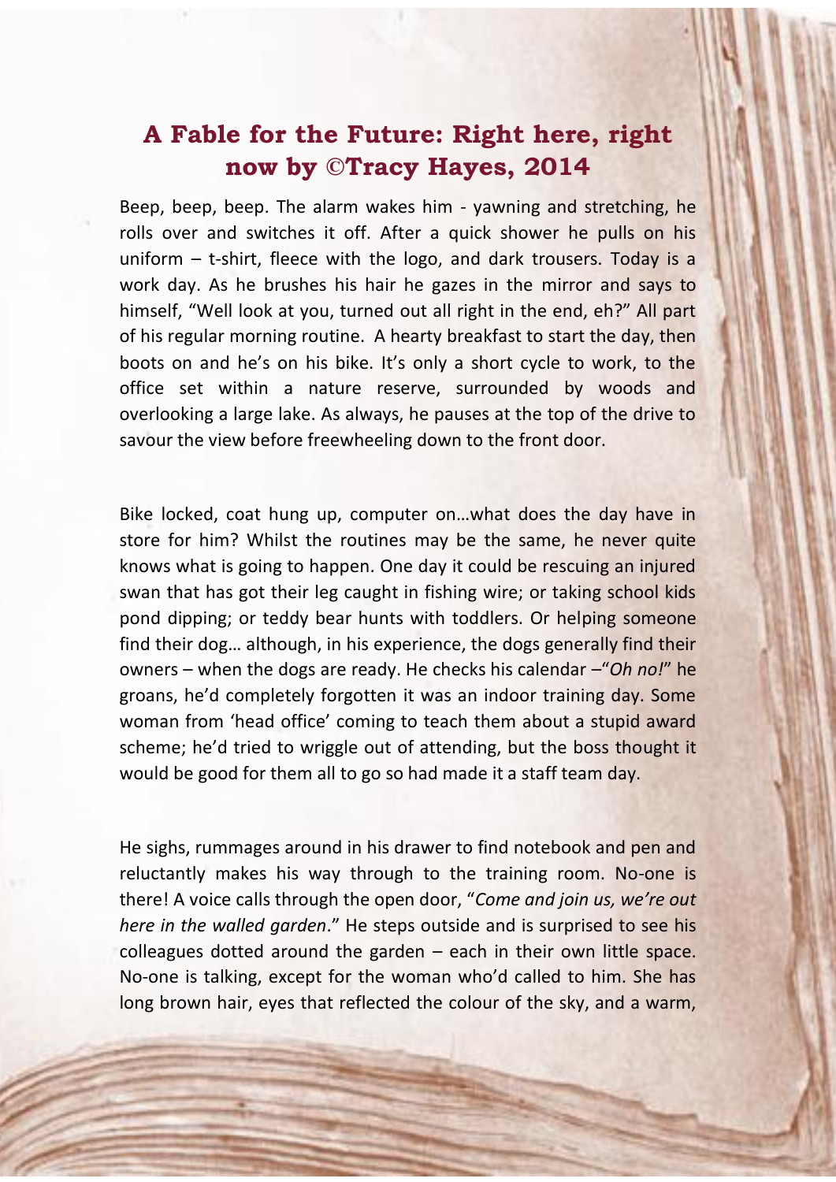## A Fable for the Future: Right here, right now by ©Tracy Hayes, 2014

Beep, beep, beep. The alarm wakes him - yawning and stretching, he rolls over and switches it off. After a quick shower he pulls on his uniform – t-shirt, fleece with the logo, and dark trousers. Today is a work day. As he brushes his hair he gazes in the mirror and says to himself, "Well look at you, turned out all right in the end, eh?" All part of his regular morning routine. A hearty breakfast to start the day, then boots on and he's on his bike. It's only a short cycle to work, to the office set within a nature reserve, surrounded by woods and overlooking a large lake. As always, he pauses at the top of the drive to savour the view before freewheeling down to the front door.

Bike locked, coat hung up, computer on…what does the day have in store for him? Whilst the routines may be the same, he never quite knows what is going to happen. One day it could be rescuing an injured swan that has got their leg caught in fishing wire; or taking school kids pond dipping; or teddy bear hunts with toddlers. Or helping someone find their dog… although, in his experience, the dogs generally find their owners – when the dogs are ready. He checks his calendar –"*Oh no!*" he groans, he'd completely forgotten it was an indoor training day. Some woman from 'head office' coming to teach them about a stupid award scheme; he'd tried to wriggle out of attending, but the boss thought it would be good for them all to go so had made it a staff team day.

He sighs, rummages around in his drawer to find notebook and pen and reluctantly makes his way through to the training room. No-one is there! A voice calls through the open door, "*Come and join us, we're out here in the walled garden*." He steps outside and is surprised to see his colleagues dotted around the garden – each in their own little space. No-one is talking, except for the woman who'd called to him. She has long brown hair, eyes that reflected the colour of the sky, and a warm,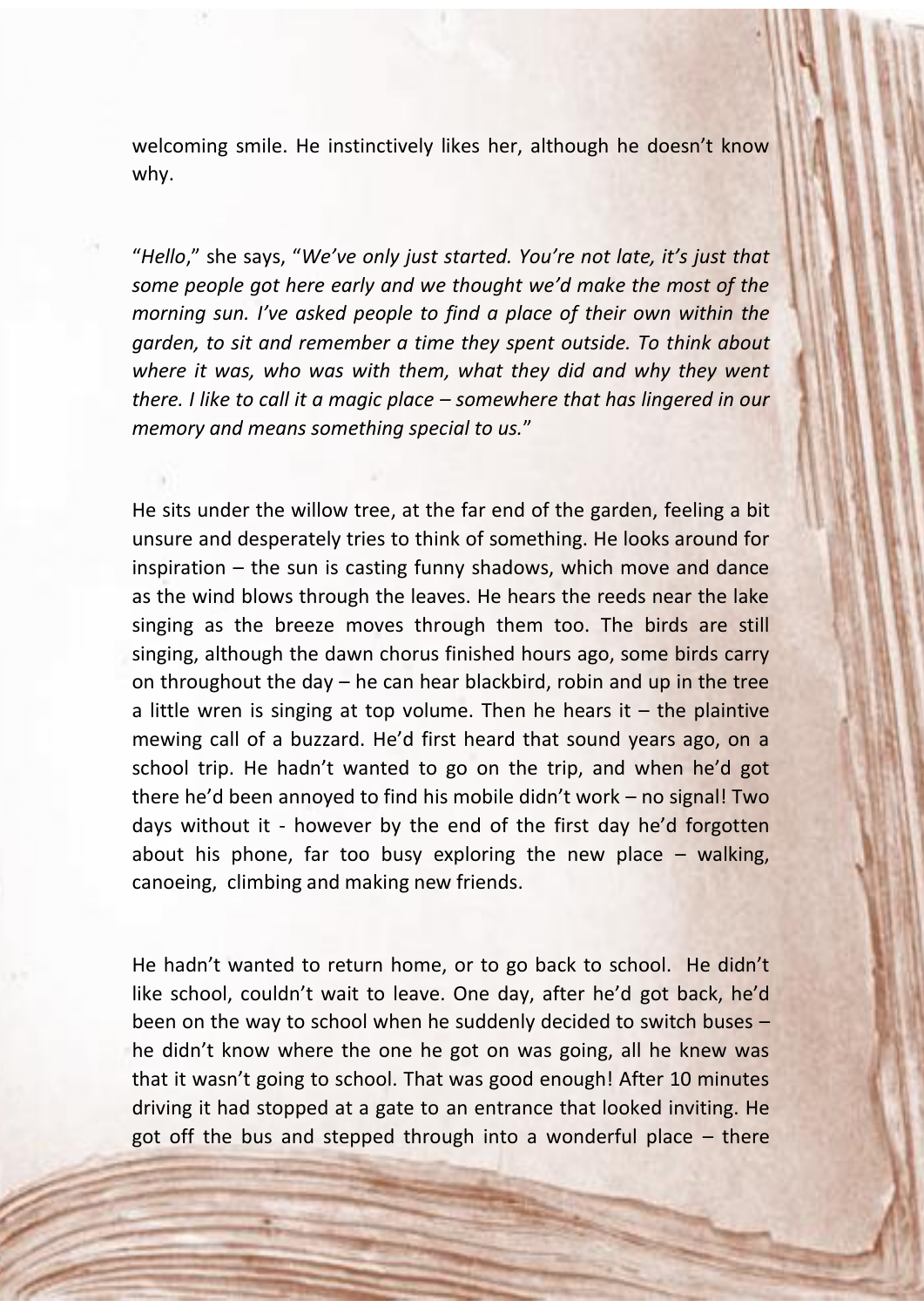welcoming smile. He instinctively likes her, although he doesn't know why.

"*Hello*," she says, "*We've only just started. You're not late, it's just that some people got here early and we thought we'd make the most of the morning sun. I've asked people to find a place of their own within the garden, to sit and remember a time they spent outside. To think about where it was, who was with them, what they did and why they went there. I like to call it a magic place – somewhere that has lingered in our memory and means something special to us.*"

He sits under the willow tree, at the far end of the garden, feeling a bit unsure and desperately tries to think of something. He looks around for inspiration – the sun is casting funny shadows, which move and dance as the wind blows through the leaves. He hears the reeds near the lake singing as the breeze moves through them too. The birds are still singing, although the dawn chorus finished hours ago, some birds carry on throughout the day – he can hear blackbird, robin and up in the tree a little wren is singing at top volume. Then he hears it – the plaintive mewing call of a buzzard. He'd first heard that sound years ago, on a school trip. He hadn't wanted to go on the trip, and when he'd got there he'd been annoyed to find his mobile didn't work – no signal! Two days without it - however by the end of the first day he'd forgotten about his phone, far too busy exploring the new place – walking, canoeing, climbing and making new friends.

He hadn't wanted to return home, or to go back to school. He didn't like school, couldn't wait to leave. One day, after he'd got back, he'd been on the way to school when he suddenly decided to switch buses – he didn't know where the one he got on was going, all he knew was that it wasn't going to school. That was good enough! After 10 minutes driving it had stopped at a gate to an entrance that looked inviting. He got off the bus and stepped through into a wonderful place – there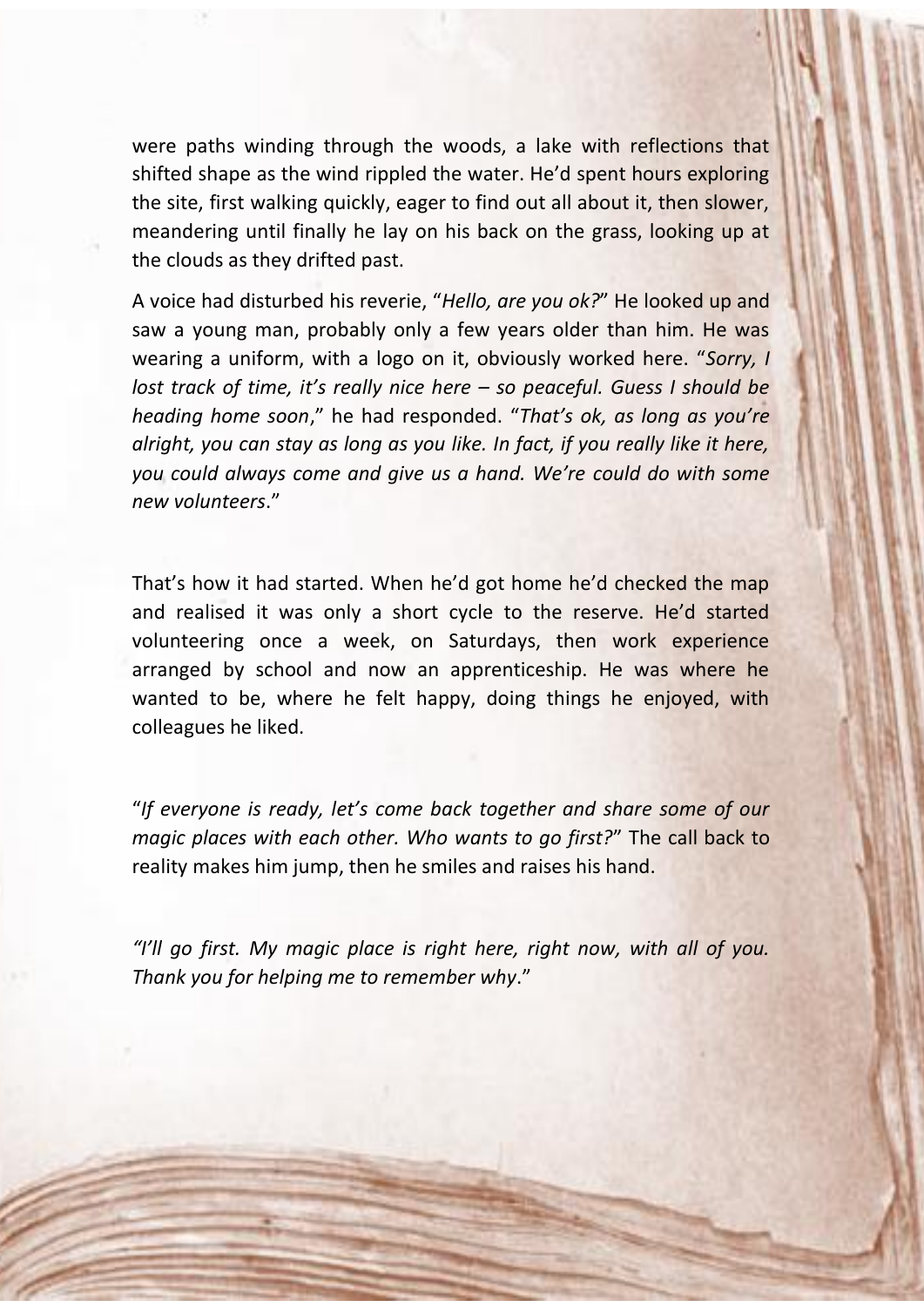were paths winding through the woods, a lake with reflections that shifted shape as the wind rippled the water. He'd spent hours exploring the site, first walking quickly, eager to find out all about it, then slower, meandering until finally he lay on his back on the grass, looking up at the clouds as they drifted past.

A voice had disturbed his reverie, "*Hello, are you ok?*" He looked up and saw a young man, probably only a few years older than him. He was wearing a uniform, with a logo on it, obviously worked here. "*Sorry, I lost track of time, it's really nice here – so peaceful. Guess I should be heading home soon*," he had responded. "*That's ok, as long as you're alright, you can stay as long as you like. In fact, if you really like it here, you could always come and give us a hand. We're could do with some new volunteers*."

That's how it had started. When he'd got home he'd checked the map and realised it was only a short cycle to the reserve. He'd started volunteering once a week, on Saturdays, then work experience arranged by school and now an apprenticeship. He was where he wanted to be, where he felt happy, doing things he enjoyed, with colleagues he liked.

"*If everyone is ready, let's come back together and share some of our magic places with each other. Who wants to go first?*" The call back to reality makes him jump, then he smiles and raises his hand.

*"I'll go first. My magic place is right here, right now, with all of you. Thank you for helping me to remember why*."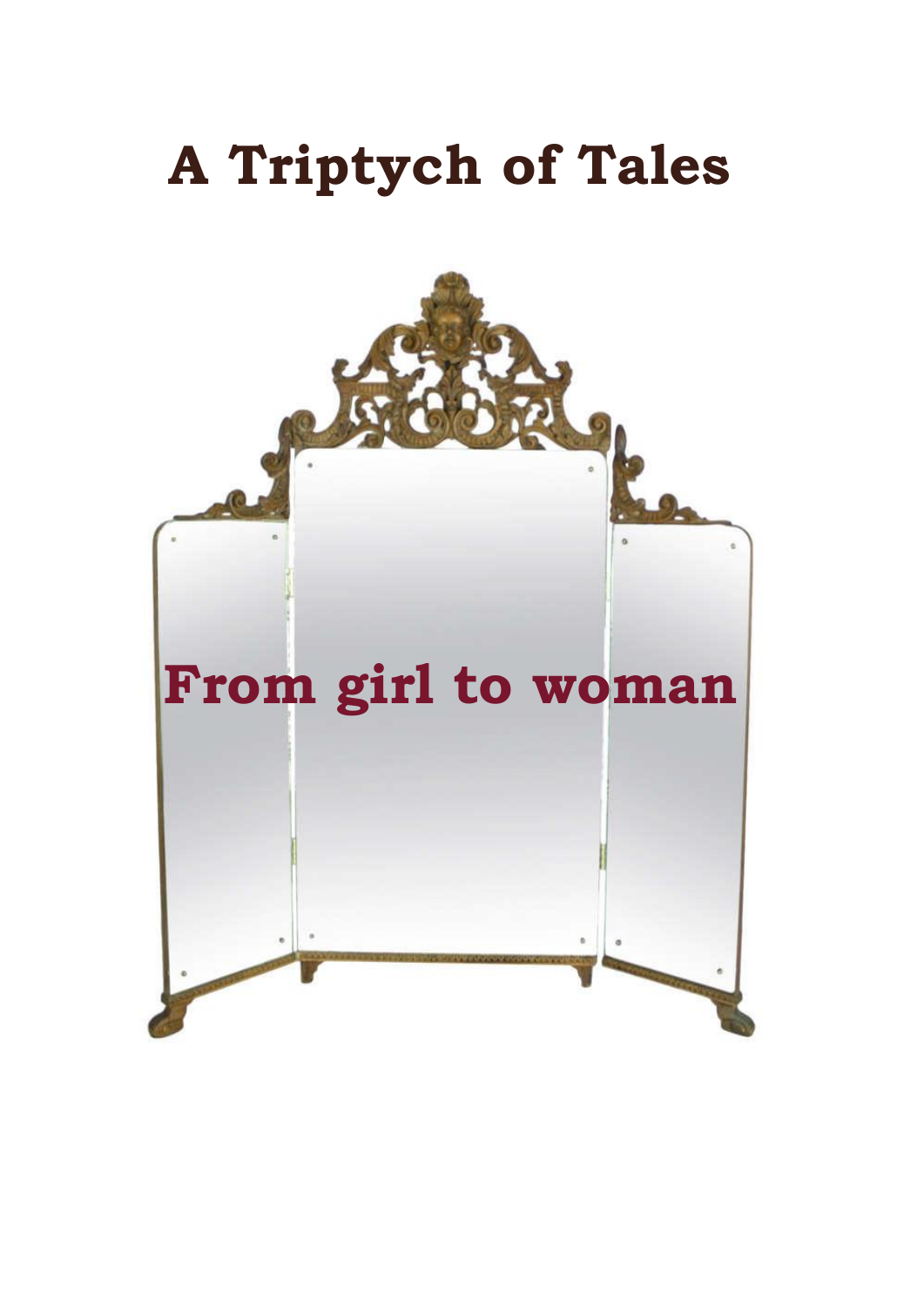# A Triptych of Tales

## From girl to woman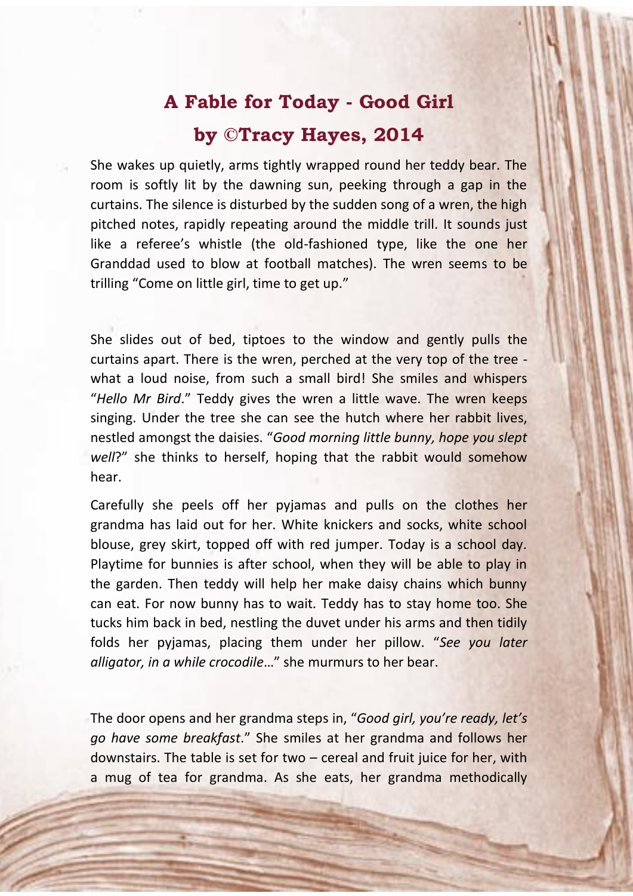## A Fable for Today - Good Girl

## by ©Tracy Hayes, 2014

She wakes up quietly, arms tightly wrapped round her teddy bear. The room is softly lit by the dawning sun, peeking through a gap in the curtains. The silence is disturbed by the sudden song of a wren, the high pitched notes, rapidly repeating around the middle trill. It sounds just like a referee's whistle (the old-fashioned type, like the one her Granddad used to blow at football matches). The wren seems to be trilling "Come on little girl, time to get up."

She slides out of bed, tiptoes to the window and gently pulls the curtains apart. There is the wren, perched at the very top of the tree - what a loud noise, from such a small bird! She smiles and whispers "*Hello Mr Bird*." Teddy gives the wren a little wave. The wren keeps singing. Under the tree she can see the hutch where her rabbit lives, nestled amongst the daisies. "*Good morning little bunny, hope you slept well*?" she thinks to herself, hoping that the rabbit would somehow hear.

Carefully she peels off her pyjamas and pulls on the clothes her grandma has laid out for her. White knickers and socks, white school blouse, grey skirt, topped off with red jumper. Today is a school day. Playtime for bunnies is after school, when they will be able to play in the garden. Then teddy will help her make daisy chains which bunny can eat. For now bunny has to wait. Teddy has to stay home too. She tucks him back in bed, nestling the duvet under his arms and then tidily folds her pyjamas, placing them under her pillow. "*See you later alligator, in a while crocodile*…" she murmurs to her bear.

The door opens and her grandma steps in, "*Good girl, you're ready, let's go have some breakfast*." She smiles at her grandma and follows her downstairs. The table is set for two – cereal and fruit juice for her, with a mug of tea for grandma. As she eats, her grandma methodically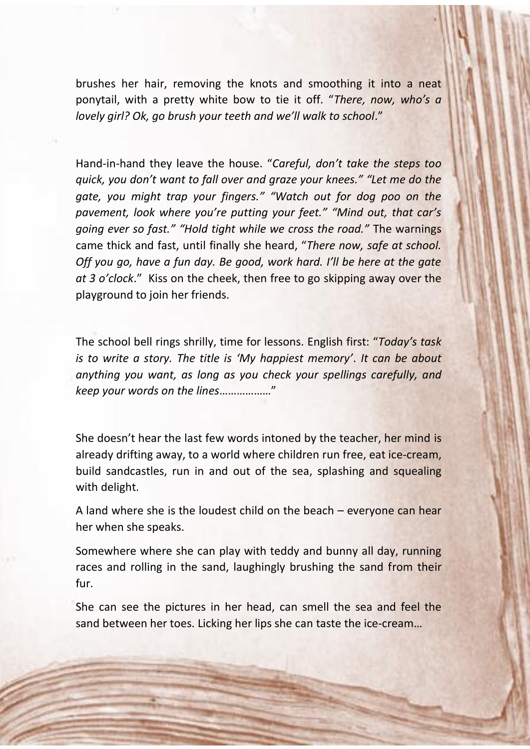brushes her hair, removing the knots and smoothing it into a neat ponytail, with a pretty white bow to tie it off. "*There, now, who's a lovely girl? Ok, go brush your teeth and we'll walk to school*."

Hand-in-hand they leave the house. "*Careful, don't take the steps too quick, you don't want to fall over and graze your knees." "Let me do the gate, you might trap your fingers." "Watch out for dog poo on the pavement, look where you're putting your feet." "Mind out, that car's going ever so fast." "Hold tight while we cross the road."* The warnings came thick and fast, until finally she heard, "*There now, safe at school. Off you go, have a fun day. Be good, work hard. I'll be here at the gate at 3 o'clock*." Kiss on the cheek, then free to go skipping away over the playground to join her friends.

The school bell rings shrilly, time for lessons. English first: "*Today's task is to write a story. The title is 'My happiest memory'. It can be about anything you want, as long as you check your spellings carefully, and keep your words on the lines*………………"

She doesn't hear the last few words intoned by the teacher, her mind is already drifting away, to a world where children run free, eat ice-cream, build sandcastles, run in and out of the sea, splashing and squealing with delight.

A land where she is the loudest child on the beach – everyone can hear her when she speaks.

Somewhere where she can play with teddy and bunny all day, running races and rolling in the sand, laughingly brushing the sand from their fur.

She can see the pictures in her head, can smell the sea and feel the sand between her toes. Licking her lips she can taste the ice-cream…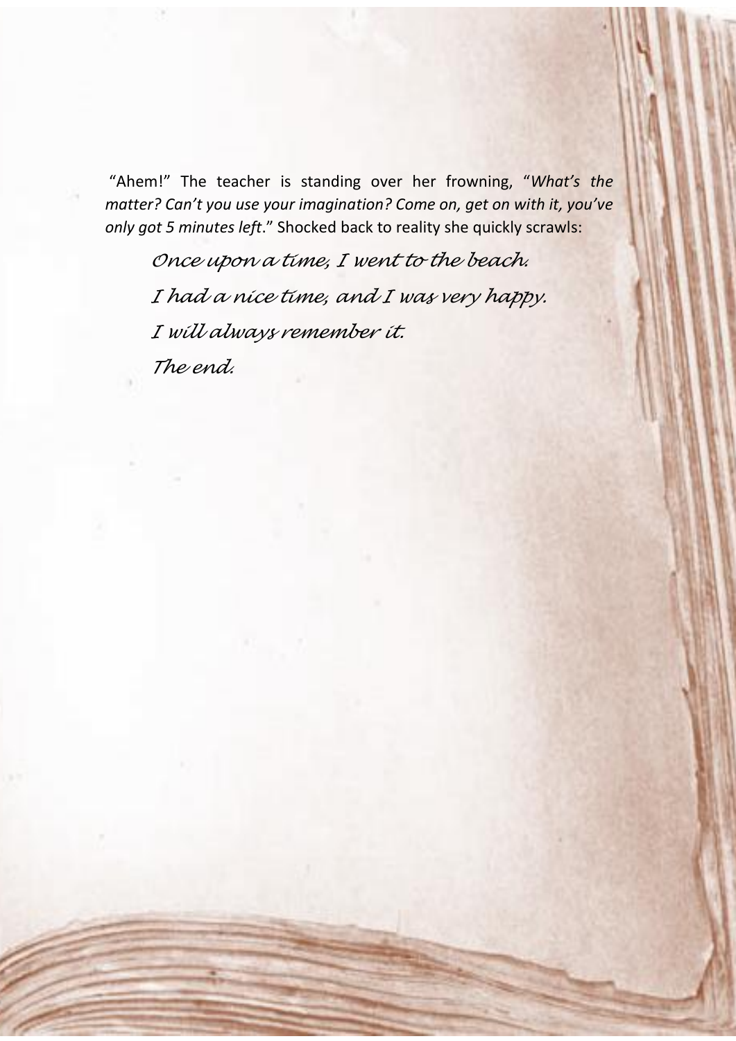"Ahem!" The teacher is standing over her frowning, "*What's the matter? Can't you use your imagination? Come on, get on with it, you've only got 5 minutes left*." Shocked back to reality she quickly scrawls:

*Once upon a time, I went to the beach.*

*I had a nice time, and I was very happy.*

*I will always remember it.*

*The end.*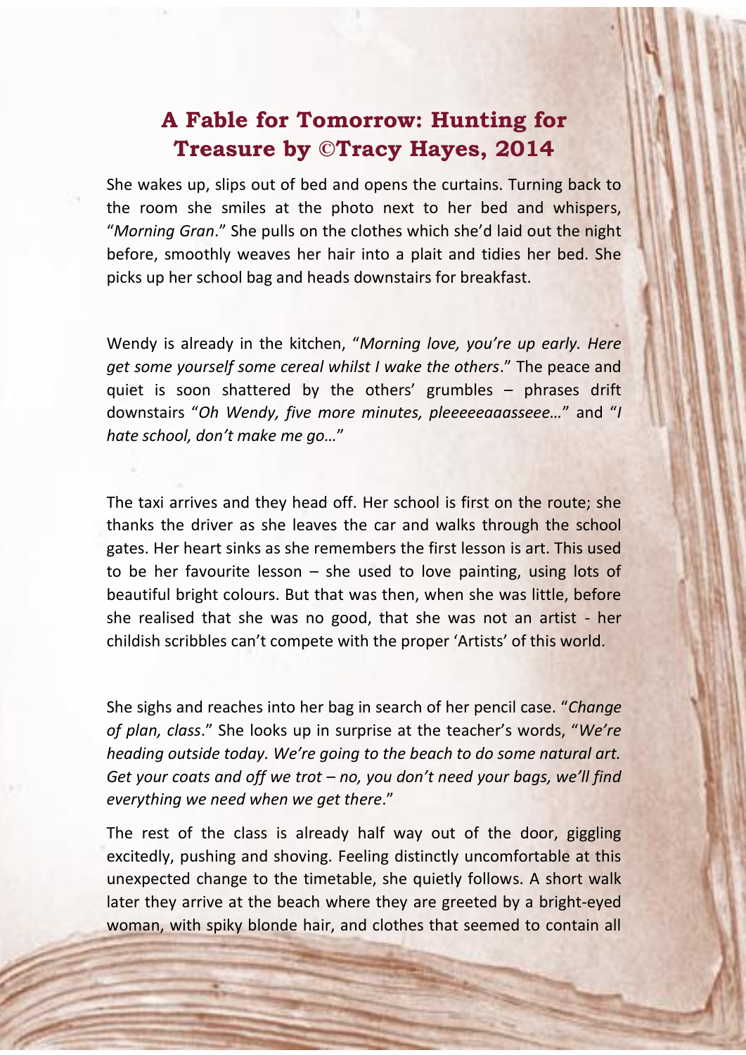## A Fable for Tomorrow: Hunting for Treasure by ©Tracy Hayes, 2014

She wakes up, slips out of bed and opens the curtains. Turning back to the room she smiles at the photo next to her bed and whispers, "*Morning Gran*." She pulls on the clothes which she'd laid out the night before, smoothly weaves her hair into a plait and tidies her bed. She picks up her school bag and heads downstairs for breakfast.

Wendy is already in the kitchen, "*Morning love, you're up early. Here get some yourself some cereal whilst I wake the others*." The peace and quiet is soon shattered by the others' grumbles – phrases drift downstairs "*Oh Wendy, five more minutes, pleeeeeaaasseee…*" and "*I hate school, don't make me go…*"

The taxi arrives and they head off. Her school is first on the route; she thanks the driver as she leaves the car and walks through the school gates. Her heart sinks as she remembers the first lesson is art. This used to be her favourite lesson – she used to love painting, using lots of beautiful bright colours. But that was then, when she was little, before she realised that she was no good, that she was not an artist - her childish scribbles can't compete with the proper 'Artists' of this world.

She sighs and reaches into her bag in search of her pencil case. "*Change of plan, class*." She looks up in surprise at the teacher's words, "*We're heading outside today. We're going to the beach to do some natural art. Get your coats and off we trot – no, you don't need your bags, we'll find everything we need when we get there*."

The rest of the class is already half way out of the door, giggling excitedly, pushing and shoving. Feeling distinctly uncomfortable at this unexpected change to the timetable, she quietly follows. A short walk later they arrive at the beach where they are greeted by a bright-eyed woman, with spiky blonde hair, and clothes that seemed to contain all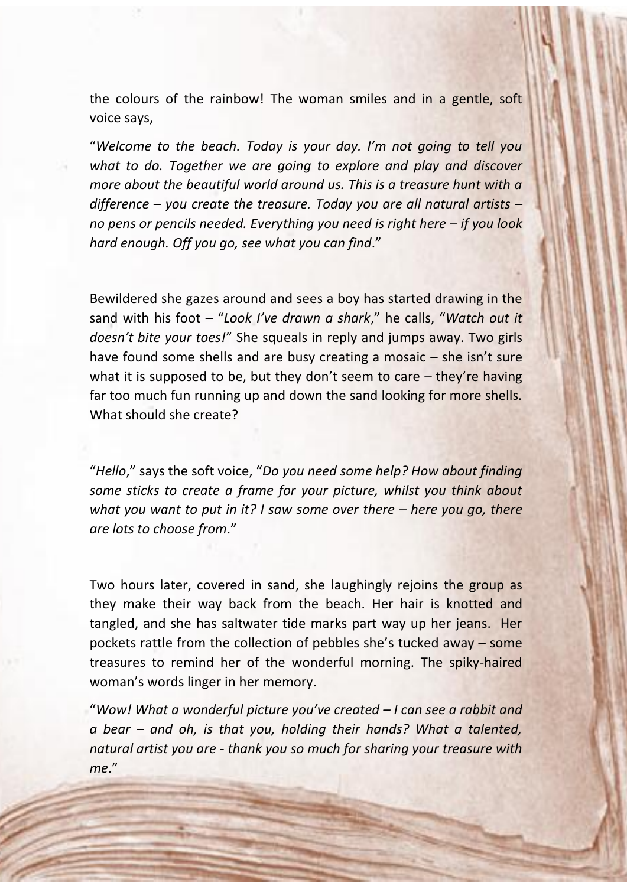the colours of the rainbow! The woman smiles and in a gentle, soft voice says,

"*Welcome to the beach. Today is your day. I'm not going to tell you what to do. Together we are going to explore and play and discover more about the beautiful world around us. This is a treasure hunt with a difference – you create the treasure. Today you are all natural artists – no pens or pencils needed. Everything you need is right here – if you look hard enough. Off you go, see what you can find*."

Bewildered she gazes around and sees a boy has started drawing in the sand with his foot – "*Look I've drawn a shark*," he calls, "*Watch out it doesn't bite your toes!*" She squeals in reply and jumps away. Two girls have found some shells and are busy creating a mosaic – she isn't sure what it is supposed to be, but they don't seem to care – they're having far too much fun running up and down the sand looking for more shells. What should she create?

"*Hello*," says the soft voice, "*Do you need some help? How about finding some sticks to create a frame for your picture, whilst you think about what you want to put in it? I saw some over there – here you go, there are lots to choose from*."

Two hours later, covered in sand, she laughingly rejoins the group as they make their way back from the beach. Her hair is knotted and tangled, and she has saltwater tide marks part way up her jeans. Her pockets rattle from the collection of pebbles she's tucked away – some treasures to remind her of the wonderful morning. The spiky-haired woman's words linger in her memory.

"*Wow! What a wonderful picture you've created – I can see a rabbit and a bear – and oh, is that you, holding their hands? What a talented, natural artist you are - thank you so much for sharing your treasure with me*."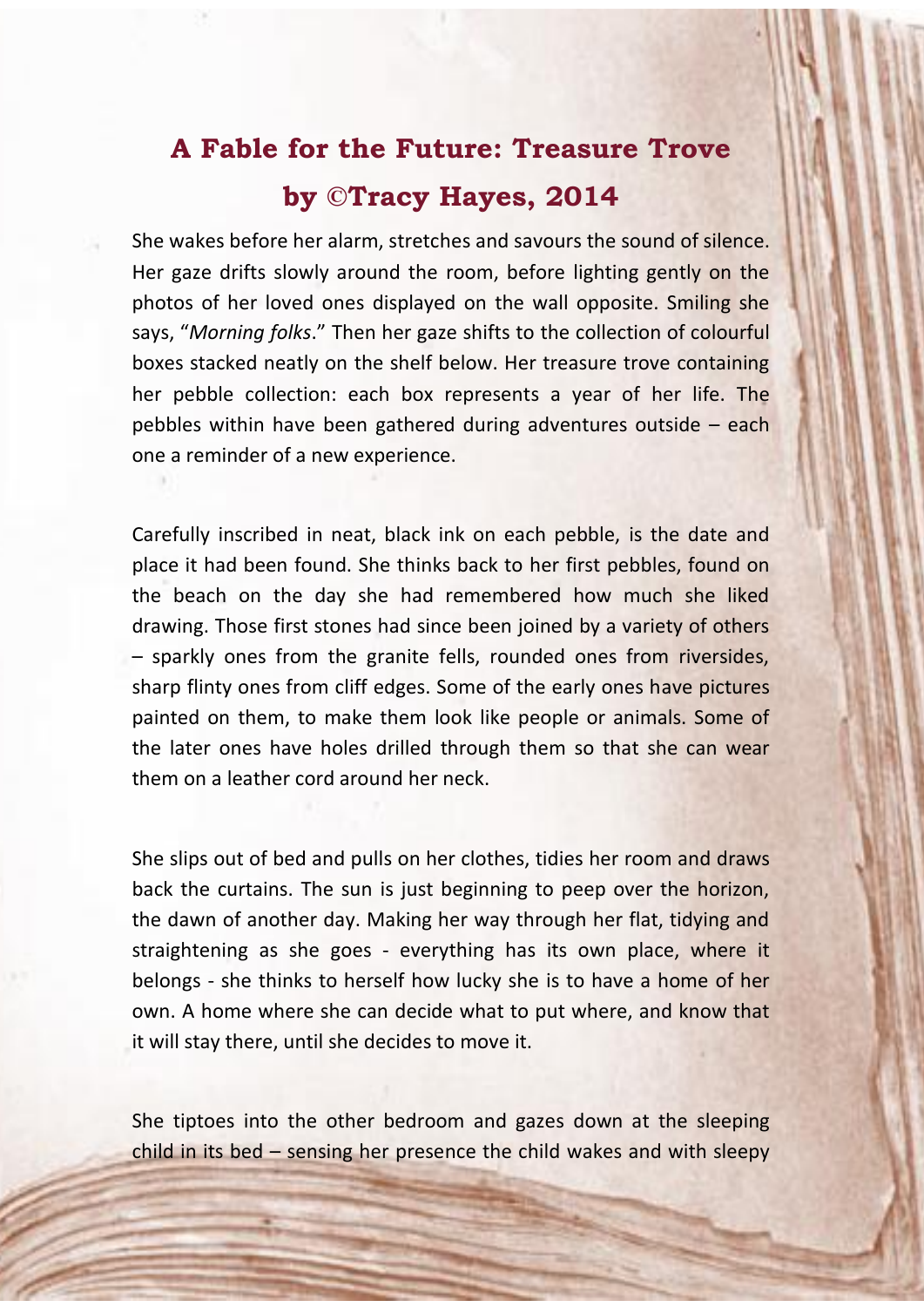# A Fable for the Future: Treasure Trove

## by ©Tracy Hayes, 2014

She wakes before her alarm, stretches and savours the sound of silence. Her gaze drifts slowly around the room, before lighting gently on the photos of her loved ones displayed on the wall opposite. Smiling she says, "*Morning folks*." Then her gaze shifts to the collection of colourful boxes stacked neatly on the shelf below. Her treasure trove containing her pebble collection: each box represents a year of her life. The pebbles within have been gathered during adventures outside – each one a reminder of a new experience.

Carefully inscribed in neat, black ink on each pebble, is the date and place it had been found. She thinks back to her first pebbles, found on the beach on the day she had remembered how much she liked drawing. Those first stones had since been joined by a variety of others – sparkly ones from the granite fells, rounded ones from riversides, sharp flinty ones from cliff edges. Some of the early ones have pictures painted on them, to make them look like people or animals. Some of the later ones have holes drilled through them so that she can wear them on a leather cord around her neck.

She slips out of bed and pulls on her clothes, tidies her room and draws back the curtains. The sun is just beginning to peep over the horizon, the dawn of another day. Making her way through her flat, tidying and straightening as she goes - everything has its own place, where it belongs - she thinks to herself how lucky she is to have a home of her own. A home where she can decide what to put where, and know that it will stay there, until she decides to move it.

She tiptoes into the other bedroom and gazes down at the sleeping child in its bed – sensing her presence the child wakes and with sleepy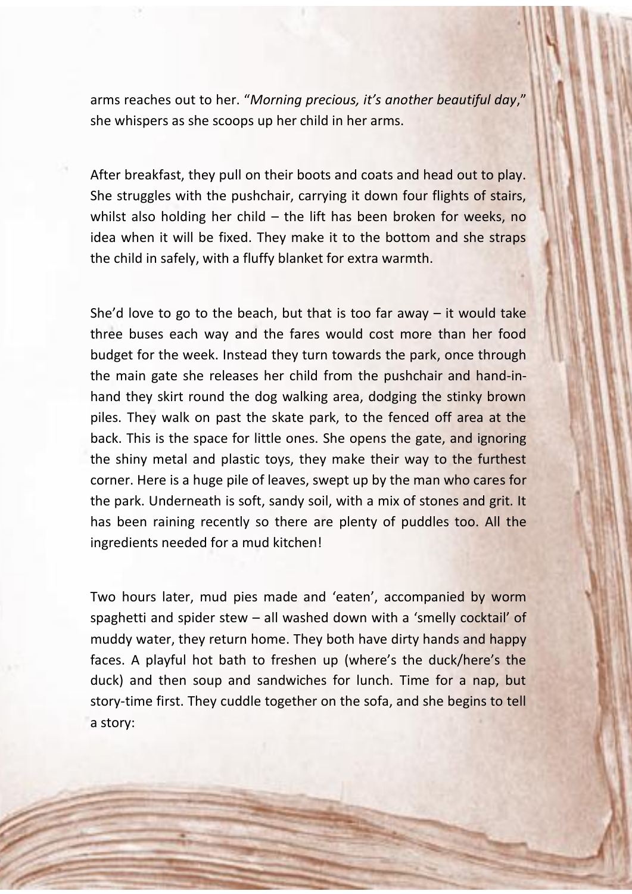arms reaches out to her. "*Morning precious, it's another beautiful day*," she whispers as she scoops up her child in her arms.

After breakfast, they pull on their boots and coats and head out to play. She struggles with the pushchair, carrying it down four flights of stairs, whilst also holding her child – the lift has been broken for weeks, no idea when it will be fixed. They make it to the bottom and she straps the child in safely, with a fluffy blanket for extra warmth.

She'd love to go to the beach, but that is too far away – it would take three buses each way and the fares would cost more than her food budget for the week. Instead they turn towards the park, once through the main gate she releases her child from the pushchair and hand-in-hand they skirt round the dog walking area, dodging the stinky brown piles. They walk on past the skate park, to the fenced off area at the back. This is the space for little ones. She opens the gate, and ignoring the shiny metal and plastic toys, they make their way to the furthest corner. Here is a huge pile of leaves, swept up by the man who cares for the park. Underneath is soft, sandy soil, with a mix of stones and grit. It has been raining recently so there are plenty of puddles too. All the ingredients needed for a mud kitchen!

Two hours later, mud pies made and 'eaten', accompanied by worm spaghetti and spider stew – all washed down with a 'smelly cocktail' of muddy water, they return home. They both have dirty hands and happy faces. A playful hot bath to freshen up (where's the duck/here's the duck) and then soup and sandwiches for lunch. Time for a nap, but story-time first. They cuddle together on the sofa, and she begins to tell a story: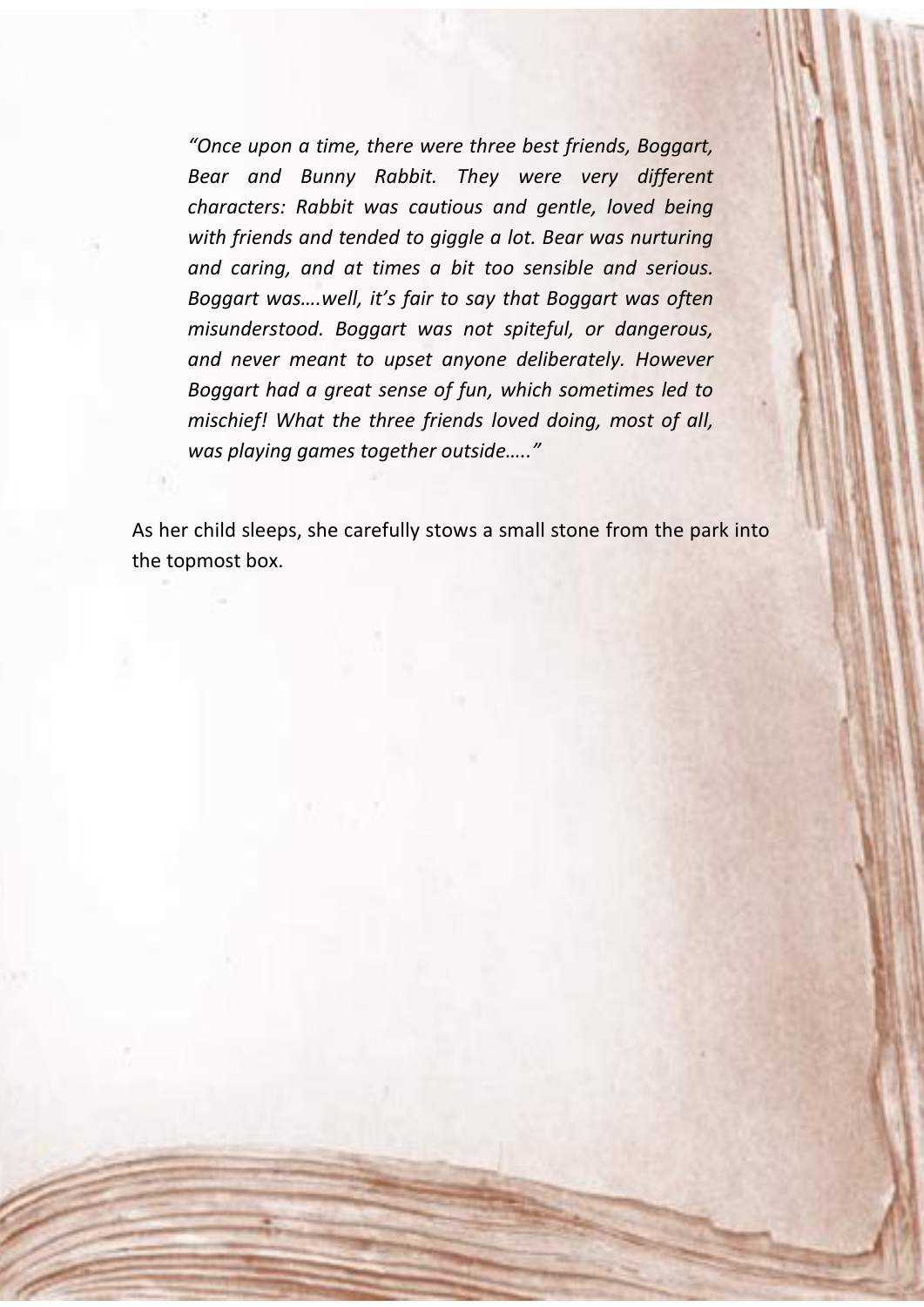*"Once upon a time, there were three best friends, Boggart, Bear and Bunny Rabbit. They were very different characters: Rabbit was cautious and gentle, loved being with friends and tended to giggle a lot. Bear was nurturing and caring, and at times a bit too sensible and serious. Boggart was….well, it's fair to say that Boggart was often misunderstood. Boggart was not spiteful, or dangerous, and never meant to upset anyone deliberately. However Boggart had a great sense of fun, which sometimes led to mischief! What the three friends loved doing, most of all, was playing games together outside….."*

As her child sleeps, she carefully stows a small stone from the park into the topmost box.